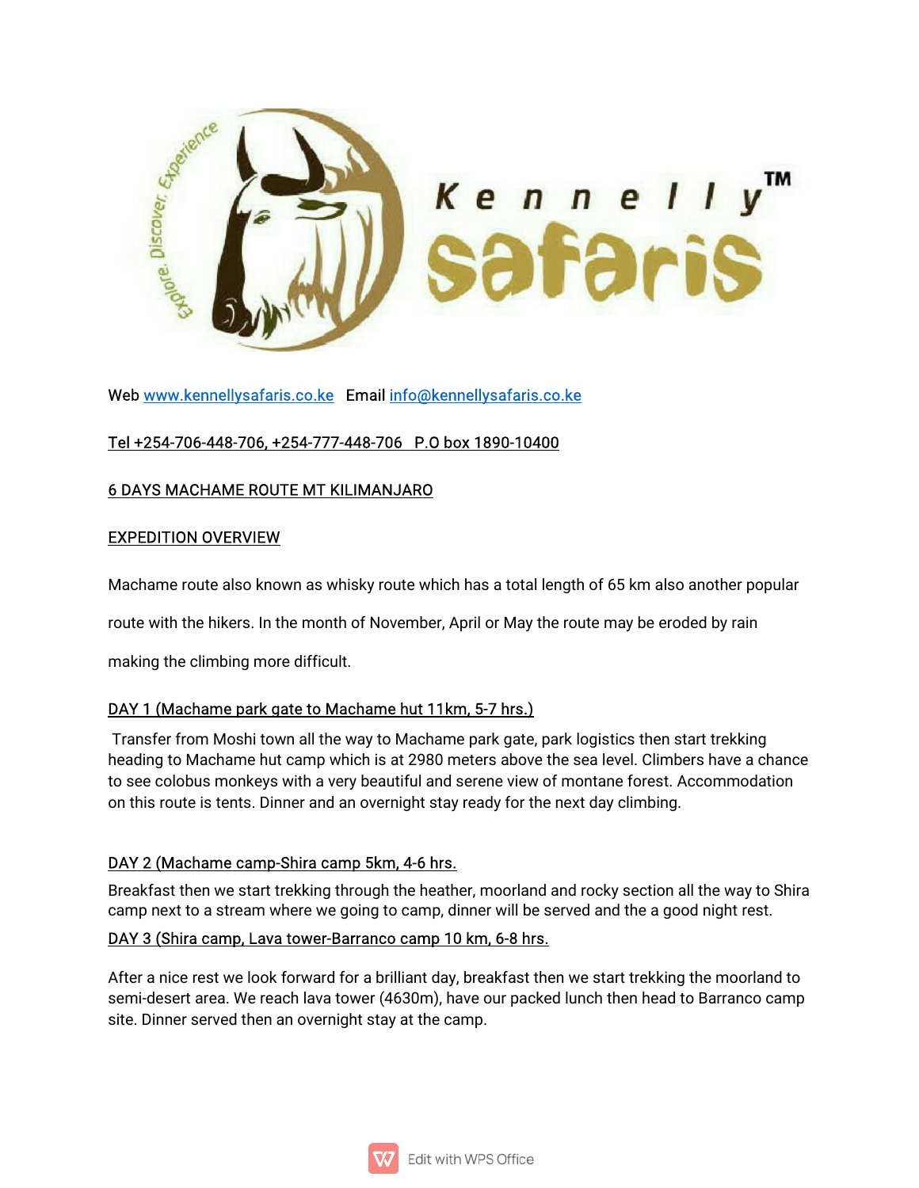Web www.kennellysafaris.co.ke   Email info@kennellysafaris.co.ke

Tel +254-706-448-706, +254-777-448-706   P.O box 1890-10400

## 6 DAYS MACHAME ROUTE MT KILIMANJARO

### EXPEDITION OVERVIEW

Machame route also known as whisky route which has a total length of 65 km also another popular route with the hikers. In the month of November, April or May the route may be eroded by rain making the climbing more difficult.

### DAY 1 (Machame park gate to Machame hut 11km, 5-7 hrs.)

Transfer from Moshi town all the way to Machame park gate, park logistics then start trekking heading to Machame hut camp which is at 2980 meters above the sea level. Climbers have a chance to see colobus monkeys with a very beautiful and serene view of montane forest. Accommodation on this route is tents. Dinner and an overnight stay ready for the next day climbing.

### DAY 2 (Machame camp-Shira camp 5km, 4-6 hrs.

Breakfast then we start trekking through the heather, moorland and rocky section all the way to Shira camp next to a stream where we going to camp, dinner will be served and the a good night rest.

### DAY 3 (Shira camp, Lava tower-Barranco camp 10 km, 6-8 hrs.

After a nice rest we look forward for a brilliant day, breakfast then we start trekking the moorland to semi-desert area. We reach lava tower (4630m), have our packed lunch then head to Barranco camp site. Dinner served then an overnight stay at the camp.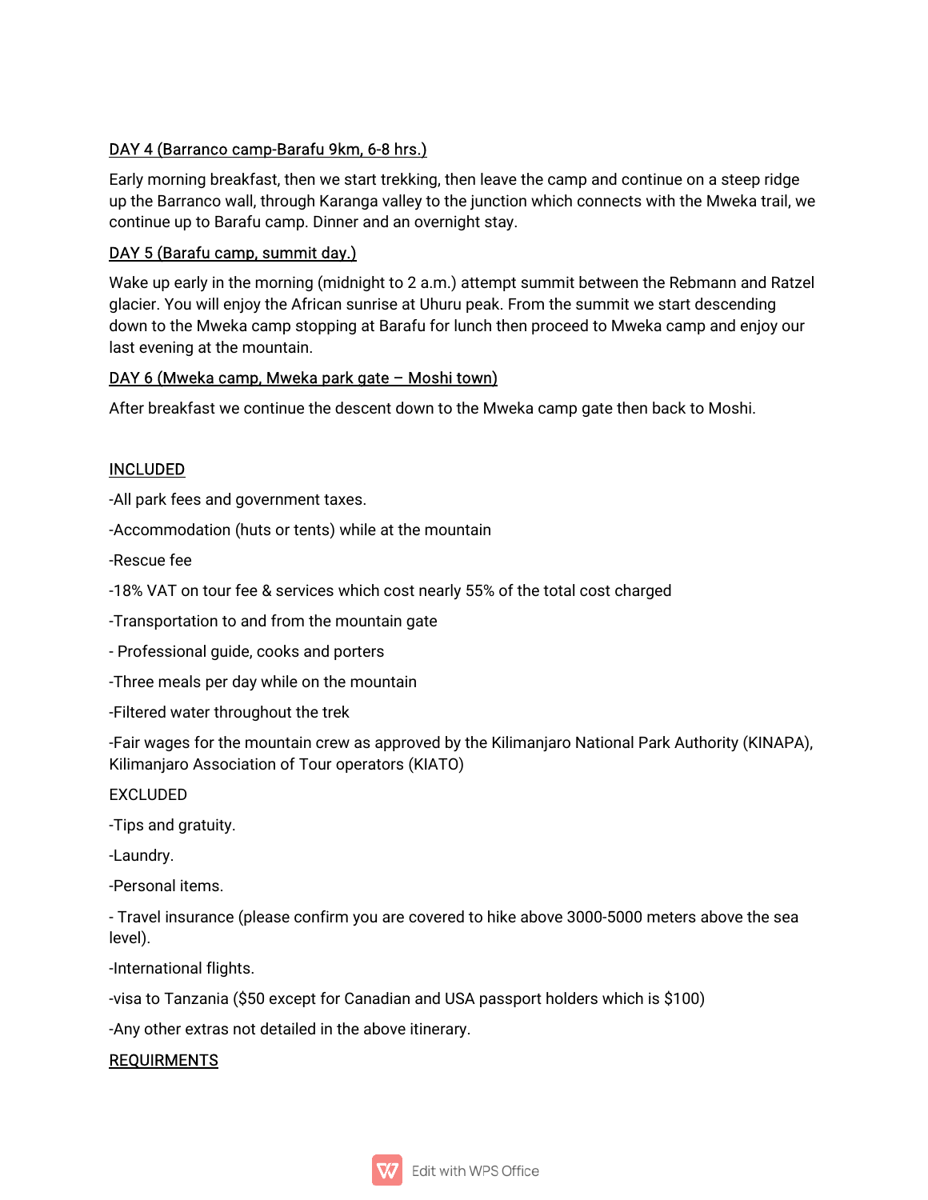DAY 4 (Barranco camp-Barafu 9km, 6-8 hrs.)

Early morning breakfast, then we start trekking, then leave the camp and continue on a steep ridge up the Barranco wall, through Karanga valley to the junction which connects with the Mweka trail, we continue up to Barafu camp. Dinner and an overnight stay.

DAY 5 (Barafu camp, summit day.)

Wake up early in the morning (midnight to 2 a.m.) attempt summit between the Rebmann and Ratzel glacier. You will enjoy the African sunrise at Uhuru peak. From the summit we start descending down to the Mweka camp stopping at Barafu for lunch then proceed to Mweka camp and enjoy our last evening at the mountain.

DAY 6 (Mweka camp, Mweka park gate – Moshi town)

After breakfast we continue the descent down to the Mweka camp gate then back to Moshi.

INCLUDED

-All park fees and government taxes.

-Accommodation (huts or tents) while at the mountain

-Rescue fee

-18% VAT on tour fee & services which cost nearly 55% of the total cost charged

-Transportation to and from the mountain gate

- Professional guide, cooks and porters

-Three meals per day while on the mountain

-Filtered water throughout the trek

-Fair wages for the mountain crew as approved by the Kilimanjaro National Park Authority (KINAPA), Kilimanjaro Association of Tour operators (KIATO)

EXCLUDED

-Tips and gratuity.

-Laundry.

-Personal items.

- Travel insurance (please confirm you are covered to hike above 3000-5000 meters above the sea level).

-International flights.

-visa to Tanzania ($50 except for Canadian and USA passport holders which is $100)

-Any other extras not detailed in the above itinerary.

REQUIRMENTS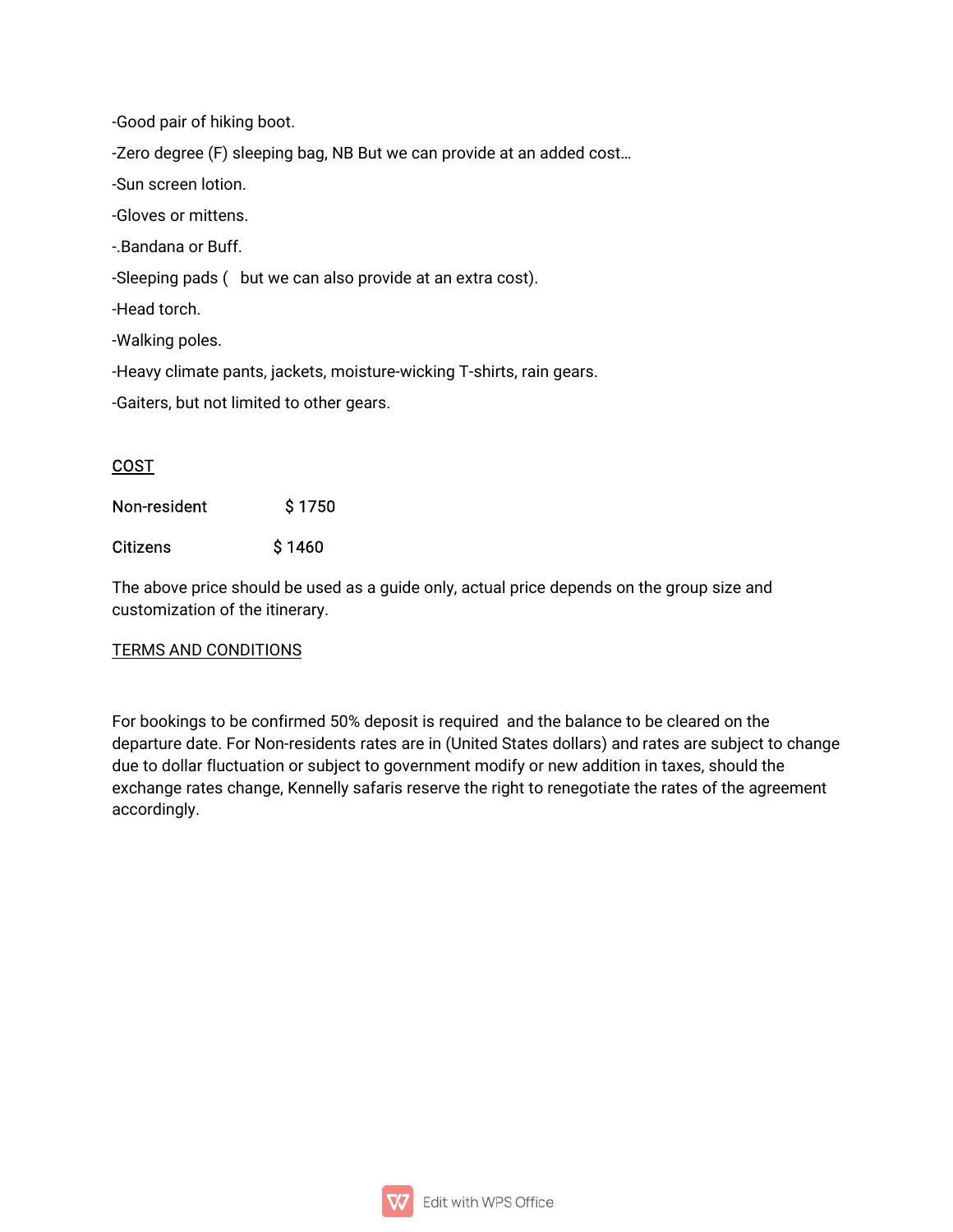-Good pair of hiking boot.

-Zero degree (F) sleeping bag, NB But we can provide at an added cost…

-Sun screen lotion.

-Gloves or mittens.

-.Bandana or Buff.

-Sleeping pads (   but we can also provide at an extra cost).

-Head torch.

-Walking poles.

-Heavy climate pants, jackets, moisture-wicking T-shirts, rain gears.

-Gaiters, but not limited to other gears.

<u>COST</u>

| | |
|---|---|
| Non-resident | $ 1750 |
| Citizens | $ 1460 |

The above price should be used as a guide only, actual price depends on the group size and customization of the itinerary.

<u>TERMS AND CONDITIONS</u>

For bookings to be confirmed 50% deposit is required  and the balance to be cleared on the departure date. For Non-residents rates are in (United States dollars) and rates are subject to change due to dollar fluctuation or subject to government modify or new addition in taxes, should the exchange rates change, Kennelly safaris reserve the right to renegotiate the rates of the agreement accordingly.